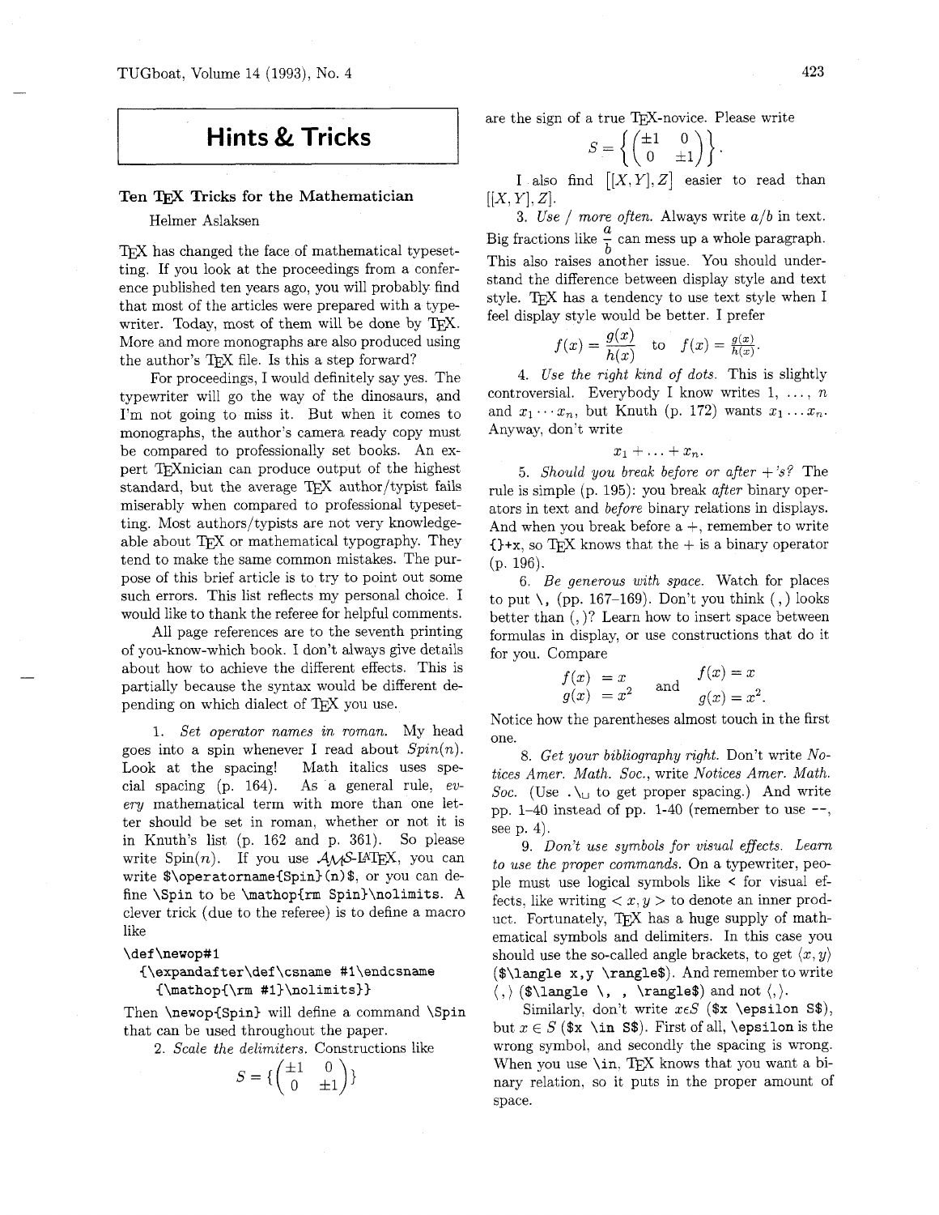# Hints & Tricks

## Ten TeX Tricks for the Mathematician

Helmer Aslaksen

TeX has changed the face of mathematical typesetting. If you look at the proceedings from a conference published ten years ago, you will probably find that most of the articles were prepared with a typewriter. Today, most of them will be done by TeX. More and more monographs are also produced using the author's TeX file. Is this a step forward?

For proceedings, I would definitely say yes. The typewriter will go the way of the dinosaurs, and I'm not going to miss it. But when it comes to monographs, the author's camera ready copy must be compared to professionally set books. An expert TeXnician can produce output of the highest standard, but the average TeX author/typist fails miserably when compared to professional typesetting. Most authors/typists are not very knowledgeable about TeX or mathematical typography. They tend to make the same common mistakes. The purpose of this brief article is to try to point out some such errors. This list reflects my personal choice. I would like to thank the referee for helpful comments.

All page references are to the seventh printing of you-know-which book. I don't always give details about how to achieve the different effects. This is partially because the syntax would be different depending on which dialect of TeX you use.

1. *Set operator names in roman.* My head goes into a spin whenever I read about $Spin(n)$. Look at the spacing! Math italics uses special spacing (p. 164). As a general rule, *every* mathematical term with more than one letter should be set in roman, whether or not it is in Knuth's list (p. 162 and p. 361). So please write $\mathrm{Spin}(n)$. If you use AMS-LaTeX, you can write `$\operatorname{Spin}(n)$`, or you can define `\Spin` to be `\mathop{rm Spin}\nolimits`. A clever trick (due to the referee) is to define a macro like

```
\def\newop#1
  {\expandafter\def\csname #1\endcsname
    {\mathop{\rm #1}\nolimits}}
```

Then `\newop{Spin}` will define a command `\Spin` that can be used throughout the paper.

2. *Scale the delimiters.* Constructions like

$$S = \{\begin{pmatrix} \pm 1 & 0 \\ 0 & \pm 1 \end{pmatrix}\}$$

are the sign of a true TeX-novice. Please write

$$S = \left\{\begin{pmatrix} \pm 1 & 0 \\ 0 & \pm 1 \end{pmatrix}\right\}.$$

I also find $\big[[X,Y],Z\big]$ easier to read than $[[X,Y],Z]$.

3. *Use / more often.* Always write $a/b$ in text. Big fractions like $\dfrac{a}{b}$ can mess up a whole paragraph. This also raises another issue. You should understand the difference between display style and text style. TeX has a tendency to use text style when I feel display style would be better. I prefer

$$f(x) = \frac{g(x)}{h(x)} \quad \text{to} \quad f(x) = \tfrac{g(x)}{h(x)}.$$

4. *Use the right kind of dots.* This is slightly controversial. Everybody I know writes $1, \ldots, n$ and $x_1 \cdots x_n$, but Knuth (p. 172) wants $x_1 \ldots x_n$. Anyway, don't write

$$x_1 + \ldots + x_n.$$

5. *Should you break before or after +'s?* The rule is simple (p. 195): you break *after* binary operators in text and *before* binary relations in displays. And when you break before a +, remember to write `{}+x`, so TeX knows that the + is a binary operator (p. 196).

6. *Be generous with space.* Watch for places to put `\,` (pp. 167–169). Don't you think $(\,,\,)$ looks better than $(,)$? Learn how to insert space between formulas in display, or use constructions that do it for you. Compare

$$\begin{matrix} f(x) & = x \\ g(x) & = x^2 \end{matrix} \quad \text{and} \quad \begin{aligned} f(x) &= x \\ g(x) &= x^2. \end{aligned}$$

Notice how the parentheses almost touch in the first one.

8. *Get your bibliography right.* Don't write *Notices Amer. Math. Soc.*, write *Notices Amer. Math. Soc.* (Use `.\␣` to get proper spacing.) And write pp. 1–40 instead of pp. 1-40 (remember to use `--`, see p. 4).

9. *Don't use symbols for visual effects. Learn to use the proper commands.* On a typewriter, people must use logical symbols like < for visual effects, like writing $< x, y >$ to denote an inner product. Fortunately, TeX has a huge supply of mathematical symbols and delimiters. In this case you should use the so-called angle brackets, to get $\langle x, y\rangle$ (`$\langle x,y \rangle$`). And remember to write $\langle\,,\,\rangle$ (`$\langle \, , \rangle$`) and not $\langle,\rangle$.

Similarly, don't write $x \epsilon S$ (`$x \epsilon S$`), but $x \in S$ (`$x \in S$`). First of all, `\epsilon` is the wrong symbol, and secondly the spacing is wrong. When you use `\in`, TeX knows that you want a binary relation, so it puts in the proper amount of space.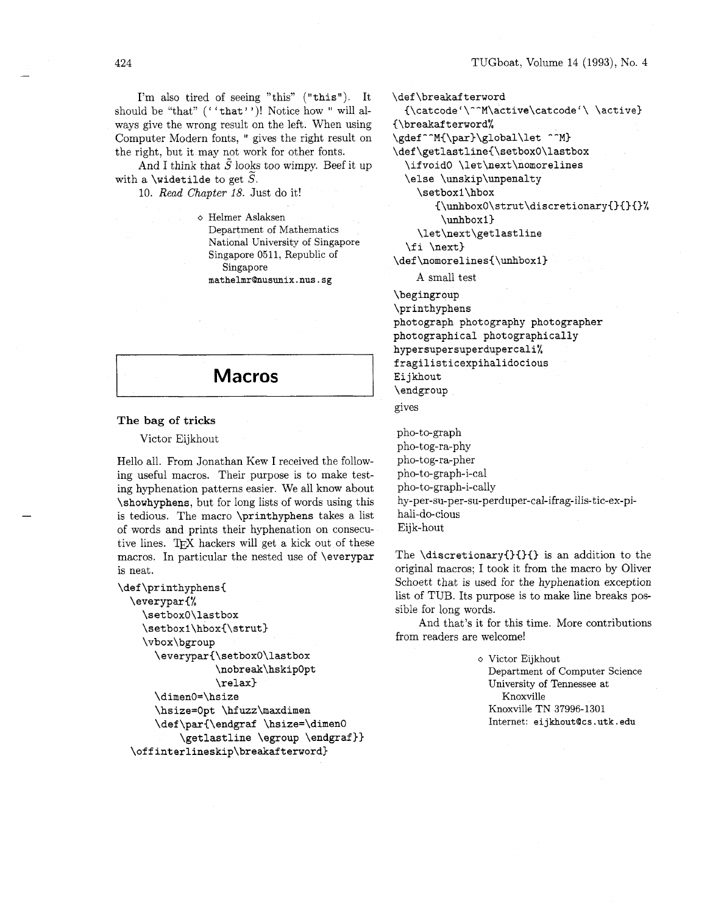I'm also tired of seeing "this" (`"this"`). It should be "that" (`''that''`)! Notice how " will always give the wrong result on the left. When using Computer Modern fonts, " gives the right result on the right, but it may not work for other fonts.

And I *think* that $\tilde{S}$ looks too wimpy. Beef it up with a `\widetilde` to get $\widetilde{S}$.

10. *Read Chapter 18.* Just do it!

◇ Helmer Aslaksen
Department of Mathematics
National University of Singapore
Singapore 0511, Republic of Singapore
mathelmr@nusunix.nus.sg

# Macros

## The bag of tricks

Victor Eijkhout

Hello all. From Jonathan Kew I received the following useful macros. Their purpose is to make testing hyphenation patterns easier. We all know about `\showhyphens`, but for long lists of words using this is tedious. The macro `\printhyphens` takes a list of words and prints their hyphenation on consecutive lines. TEX hackers will get a kick out of these macros. In particular the nested use of `\everypar` is neat.

```
\def\printhyphens{
  \everypar{%
    \setbox0\lastbox
    \setbox1\hbox{\strut}
    \vbox\bgroup
      \everypar{\setbox0\lastbox
                \nobreak\hskip0pt
                \relax}
      \dimen0=\hsize
      \hsize=0pt \hfuzz\maxdimen
      \def\par{\endgraf \hsize=\dimen0
          \getlastline \egroup \endgraf}}
  \offinterlineskip\breakafterword}
```

```
\def\breakafterword
  {\catcode`\^^M\active\catcode`\ \active}
{\breakafterword%
\gdef^^M{\par}\global\let ^^M}
\def\getlastline{\setbox0\lastbox
  \ifvoid0 \let\next\nomorelines
  \else \unskip\unpenalty
    \setbox1\hbox
       {\unhbox0\strut\discretionary{}{}{}%
        \unhbox1}
    \let\next\getlastline
  \fi \next}
\def\nomorelines{\unhbox1}
```

A small test

```
\begingroup
\printhyphens
photograph photography photographer
photographical photographically
hypersupersuperdupercali%
fragilisticexpihalidocious
Eijkhout
\endgroup
```

gives

pho-to-graph
pho-tog-ra-phy
pho-tog-ra-pher
pho-to-graph-i-cal
pho-to-graph-i-cally
hy-per-su-per-su-perduper-cal-ifrag-ilis-tic-ex-pi-hali-do-cious
Eijk-hout

The `\discretionary{}{}{}` is an addition to the original macros; I took it from the macro by Oliver Schoett that is used for the hyphenation exception list of TUB. Its purpose is to make line breaks possible for long words.

And that's it for this time. More contributions from readers are welcome!

◇ Victor Eijkhout
Department of Computer Science
University of Tennessee at Knoxville
Knoxville TN 37996-1301
Internet: eijkhout@cs.utk.edu